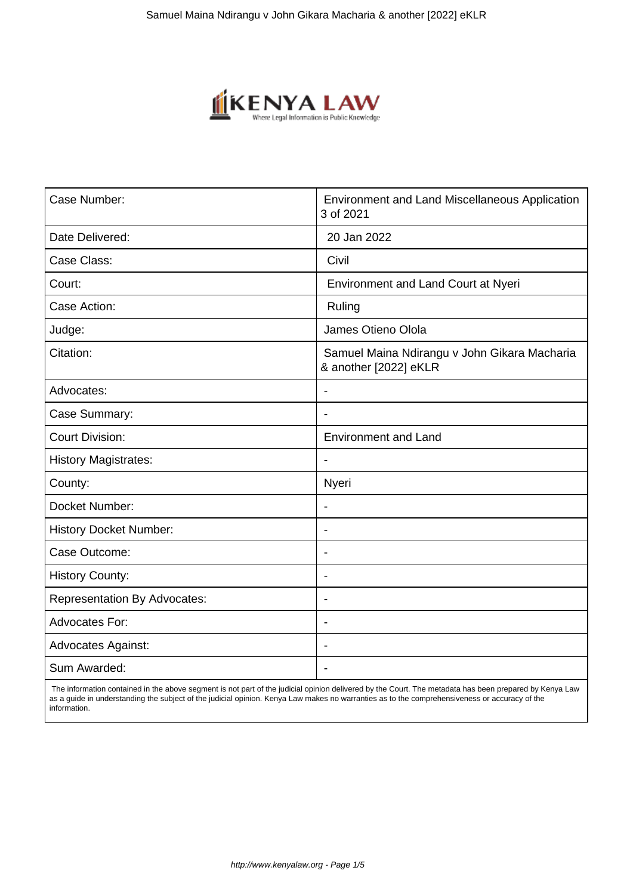| Case Number: | Environment and Land Miscellaneous Application 3 of 2021 |
|---|---|
| Date Delivered: | 20 Jan 2022 |
| Case Class: | Civil |
| Court: | Environment and Land Court at Nyeri |
| Case Action: | Ruling |
| Judge: | James Otieno Olola |
| Citation: | Samuel Maina Ndirangu v John Gikara Macharia & another [2022] eKLR |
| Advocates: | - |
| Case Summary: | - |
| Court Division: | Environment and Land |
| History Magistrates: | - |
| County: | Nyeri |
| Docket Number: | - |
| History Docket Number: | - |
| Case Outcome: | - |
| History County: | - |
| Representation By Advocates: | - |
| Advocates For: | - |
| Advocates Against: | - |
| Sum Awarded: | - |

The information contained in the above segment is not part of the judicial opinion delivered by the Court. The metadata has been prepared by Kenya Law as a guide in understanding the subject of the judicial opinion. Kenya Law makes no warranties as to the comprehensiveness or accuracy of the information.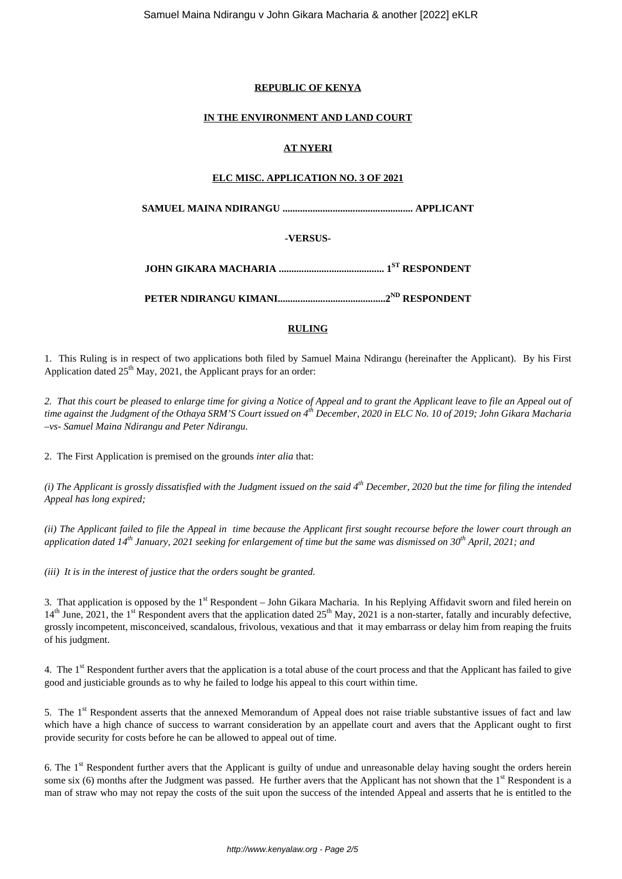**REPUBLIC OF KENYA**

**IN THE ENVIRONMENT AND LAND COURT**

**AT NYERI**

**ELC MISC. APPLICATION NO. 3 OF 2021**

**SAMUEL MAINA NDIRANGU ................................................... APPLICANT**

**-VERSUS-**

**JOHN GIKARA MACHARIA ......................................... 1ST RESPONDENT**

**PETER NDIRANGU KIMANI..........................................2ND RESPONDENT**

**RULING**

1. This Ruling is in respect of two applications both filed by Samuel Maina Ndirangu (hereinafter the Applicant). By his First Application dated 25th May, 2021, the Applicant prays for an order:

*2. That this court be pleased to enlarge time for giving a Notice of Appeal and to grant the Applicant leave to file an Appeal out of time against the Judgment of the Othaya SRM'S Court issued on 4th December, 2020 in ELC No. 10 of 2019; John Gikara Macharia –vs- Samuel Maina Ndirangu and Peter Ndirangu.*

2. The First Application is premised on the grounds *inter alia* that:

*(i) The Applicant is grossly dissatisfied with the Judgment issued on the said 4th December, 2020 but the time for filing the intended Appeal has long expired;*

*(ii) The Applicant failed to file the Appeal in time because the Applicant first sought recourse before the lower court through an application dated 14th January, 2021 seeking for enlargement of time but the same was dismissed on 30th April, 2021; and*

*(iii) It is in the interest of justice that the orders sought be granted.*

3. That application is opposed by the 1st Respondent – John Gikara Macharia. In his Replying Affidavit sworn and filed herein on 14th June, 2021, the 1st Respondent avers that the application dated 25th May, 2021 is a non-starter, fatally and incurably defective, grossly incompetent, misconceived, scandalous, frivolous, vexatious and that it may embarrass or delay him from reaping the fruits of his judgment.

4. The 1st Respondent further avers that the application is a total abuse of the court process and that the Applicant has failed to give good and justiciable grounds as to why he failed to lodge his appeal to this court within time.

5. The 1st Respondent asserts that the annexed Memorandum of Appeal does not raise triable substantive issues of fact and law which have a high chance of success to warrant consideration by an appellate court and avers that the Applicant ought to first provide security for costs before he can be allowed to appeal out of time.

6. The 1st Respondent further avers that the Applicant is guilty of undue and unreasonable delay having sought the orders herein some six (6) months after the Judgment was passed. He further avers that the Applicant has not shown that the 1st Respondent is a man of straw who may not repay the costs of the suit upon the success of the intended Appeal and asserts that he is entitled to the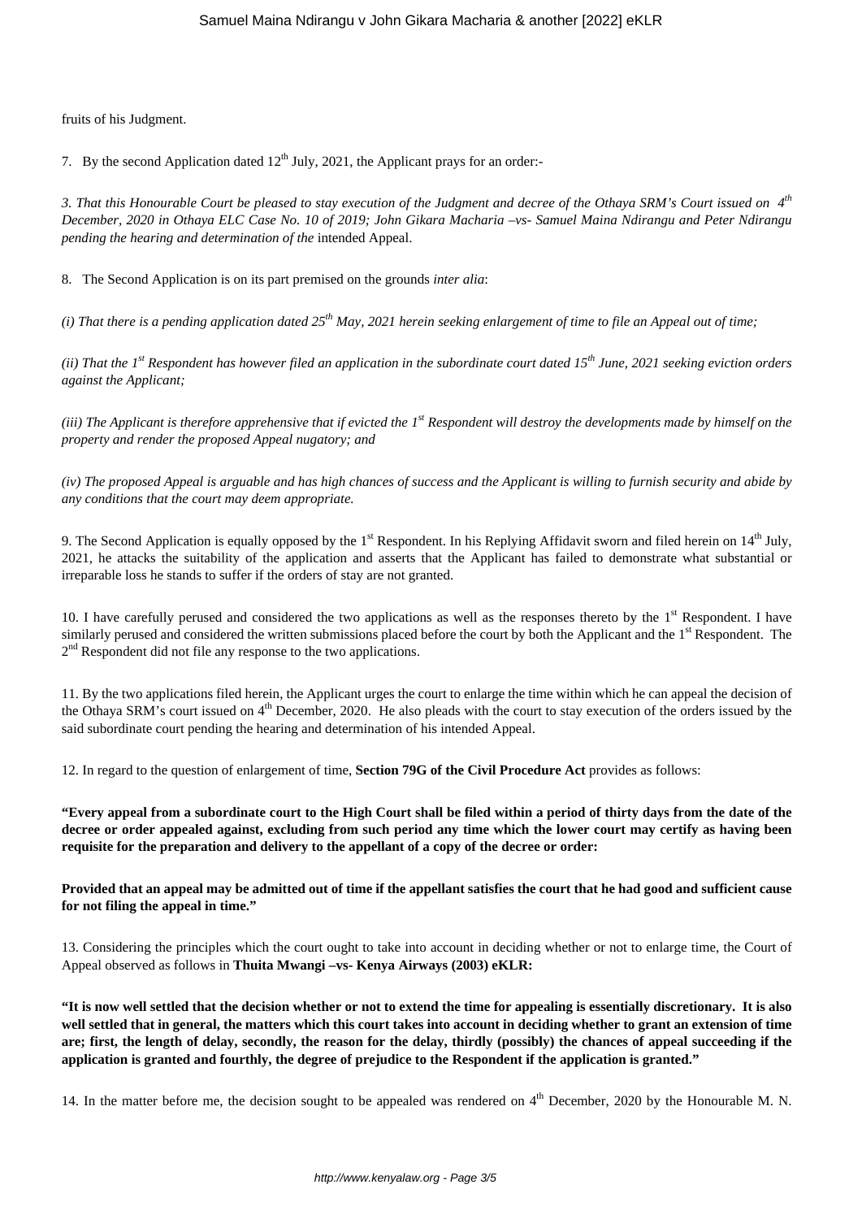fruits of his Judgment.

7. By the second Application dated 12th July, 2021, the Applicant prays for an order:-

*3. That this Honourable Court be pleased to stay execution of the Judgment and decree of the Othaya SRM's Court issued on 4th December, 2020 in Othaya ELC Case No. 10 of 2019; John Gikara Macharia –vs- Samuel Maina Ndirangu and Peter Ndirangu pending the hearing and determination of the* intended Appeal.

8. The Second Application is on its part premised on the grounds *inter alia*:

*(i) That there is a pending application dated 25th May, 2021 herein seeking enlargement of time to file an Appeal out of time;*

*(ii) That the 1st Respondent has however filed an application in the subordinate court dated 15th June, 2021 seeking eviction orders against the Applicant;*

*(iii) The Applicant is therefore apprehensive that if evicted the 1st Respondent will destroy the developments made by himself on the property and render the proposed Appeal nugatory; and*

*(iv) The proposed Appeal is arguable and has high chances of success and the Applicant is willing to furnish security and abide by any conditions that the court may deem appropriate.*

9. The Second Application is equally opposed by the 1st Respondent. In his Replying Affidavit sworn and filed herein on 14th July, 2021, he attacks the suitability of the application and asserts that the Applicant has failed to demonstrate what substantial or irreparable loss he stands to suffer if the orders of stay are not granted.

10. I have carefully perused and considered the two applications as well as the responses thereto by the 1st Respondent. I have similarly perused and considered the written submissions placed before the court by both the Applicant and the 1st Respondent. The 2nd Respondent did not file any response to the two applications.

11. By the two applications filed herein, the Applicant urges the court to enlarge the time within which he can appeal the decision of the Othaya SRM's court issued on 4th December, 2020. He also pleads with the court to stay execution of the orders issued by the said subordinate court pending the hearing and determination of his intended Appeal.

12. In regard to the question of enlargement of time, **Section 79G of the Civil Procedure Act** provides as follows:

**"Every appeal from a subordinate court to the High Court shall be filed within a period of thirty days from the date of the decree or order appealed against, excluding from such period any time which the lower court may certify as having been requisite for the preparation and delivery to the appellant of a copy of the decree or order:**

**Provided that an appeal may be admitted out of time if the appellant satisfies the court that he had good and sufficient cause for not filing the appeal in time."**

13. Considering the principles which the court ought to take into account in deciding whether or not to enlarge time, the Court of Appeal observed as follows in **Thuita Mwangi –vs- Kenya Airways (2003) eKLR:**

**"It is now well settled that the decision whether or not to extend the time for appealing is essentially discretionary. It is also well settled that in general, the matters which this court takes into account in deciding whether to grant an extension of time are; first, the length of delay, secondly, the reason for the delay, thirdly (possibly) the chances of appeal succeeding if the application is granted and fourthly, the degree of prejudice to the Respondent if the application is granted."**

14. In the matter before me, the decision sought to be appealed was rendered on 4th December, 2020 by the Honourable M. N.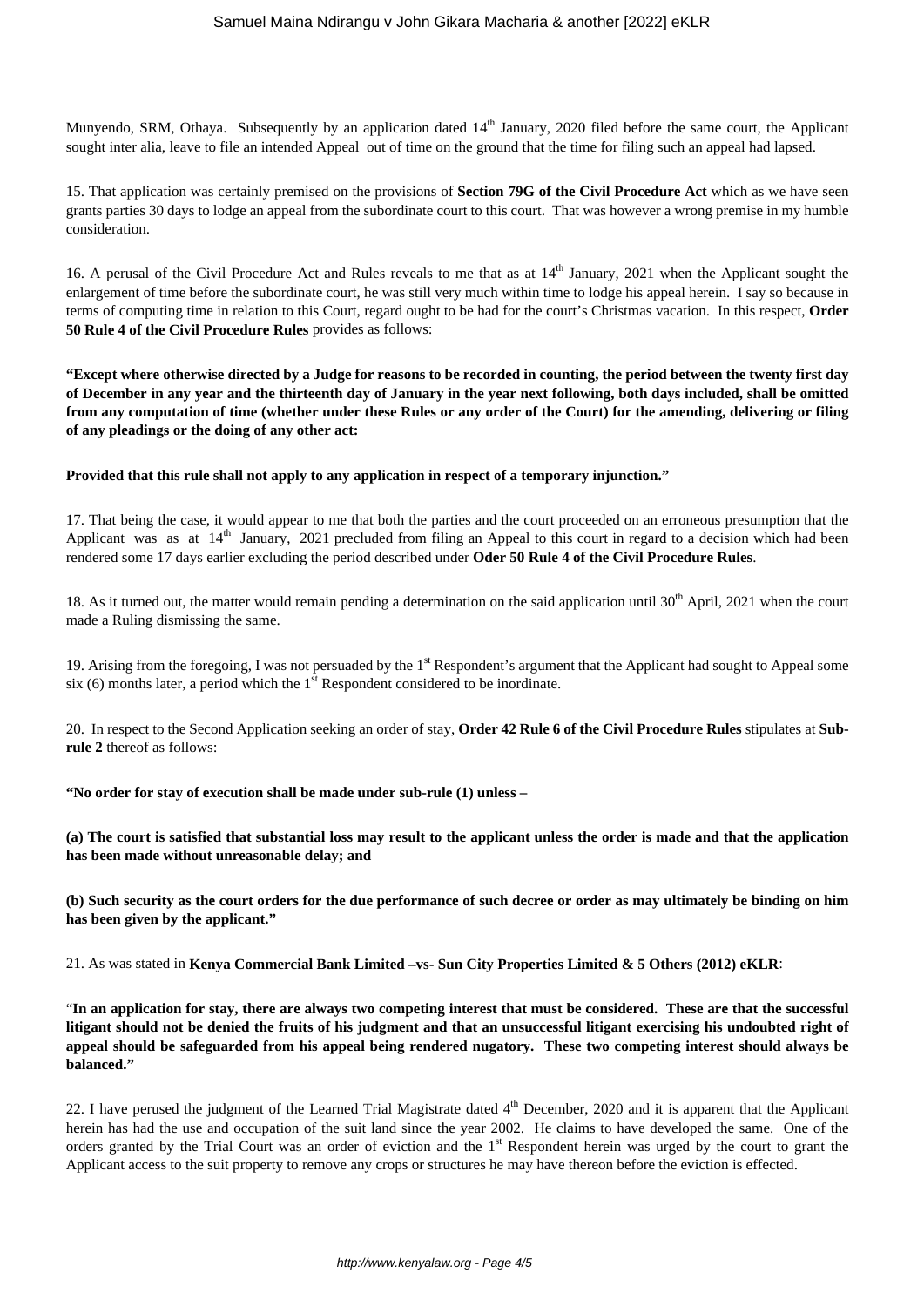Munyendo, SRM, Othaya. Subsequently by an application dated 14th January, 2020 filed before the same court, the Applicant sought inter alia, leave to file an intended Appeal out of time on the ground that the time for filing such an appeal had lapsed.

15. That application was certainly premised on the provisions of **Section 79G of the Civil Procedure Act** which as we have seen grants parties 30 days to lodge an appeal from the subordinate court to this court. That was however a wrong premise in my humble consideration.

16. A perusal of the Civil Procedure Act and Rules reveals to me that as at 14th January, 2021 when the Applicant sought the enlargement of time before the subordinate court, he was still very much within time to lodge his appeal herein. I say so because in terms of computing time in relation to this Court, regard ought to be had for the court's Christmas vacation. In this respect, **Order 50 Rule 4 of the Civil Procedure Rules** provides as follows:

**"Except where otherwise directed by a Judge for reasons to be recorded in counting, the period between the twenty first day of December in any year and the thirteenth day of January in the year next following, both days included, shall be omitted from any computation of time (whether under these Rules or any order of the Court) for the amending, delivering or filing of any pleadings or the doing of any other act:**

**Provided that this rule shall not apply to any application in respect of a temporary injunction."**

17. That being the case, it would appear to me that both the parties and the court proceeded on an erroneous presumption that the Applicant was as at 14th January, 2021 precluded from filing an Appeal to this court in regard to a decision which had been rendered some 17 days earlier excluding the period described under **Oder 50 Rule 4 of the Civil Procedure Rules**.

18. As it turned out, the matter would remain pending a determination on the said application until 30th April, 2021 when the court made a Ruling dismissing the same.

19. Arising from the foregoing, I was not persuaded by the 1st Respondent's argument that the Applicant had sought to Appeal some six (6) months later, a period which the 1st Respondent considered to be inordinate.

20. In respect to the Second Application seeking an order of stay, **Order 42 Rule 6 of the Civil Procedure Rules** stipulates at **Sub-rule 2** thereof as follows:

**"No order for stay of execution shall be made under sub-rule (1) unless –**

**(a) The court is satisfied that substantial loss may result to the applicant unless the order is made and that the application has been made without unreasonable delay; and**

**(b) Such security as the court orders for the due performance of such decree or order as may ultimately be binding on him has been given by the applicant."**

21. As was stated in **Kenya Commercial Bank Limited –vs- Sun City Properties Limited & 5 Others (2012) eKLR**:

"**In an application for stay, there are always two competing interest that must be considered. These are that the successful litigant should not be denied the fruits of his judgment and that an unsuccessful litigant exercising his undoubted right of appeal should be safeguarded from his appeal being rendered nugatory. These two competing interest should always be balanced."**

22. I have perused the judgment of the Learned Trial Magistrate dated 4th December, 2020 and it is apparent that the Applicant herein has had the use and occupation of the suit land since the year 2002. He claims to have developed the same. One of the orders granted by the Trial Court was an order of eviction and the 1st Respondent herein was urged by the court to grant the Applicant access to the suit property to remove any crops or structures he may have thereon before the eviction is effected.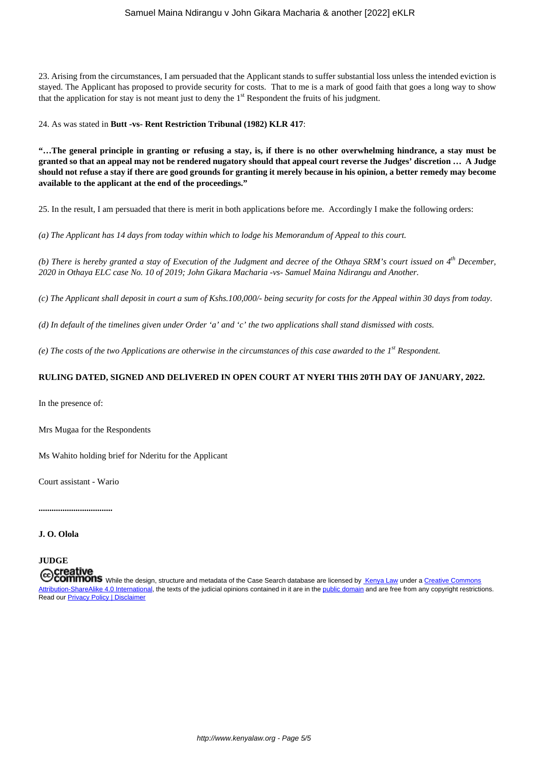23. Arising from the circumstances, I am persuaded that the Applicant stands to suffer substantial loss unless the intended eviction is stayed. The Applicant has proposed to provide security for costs. That to me is a mark of good faith that goes a long way to show that the application for stay is not meant just to deny the 1st Respondent the fruits of his judgment.

24. As was stated in **Butt -vs- Rent Restriction Tribunal (1982) KLR 417**:

**"…The general principle in granting or refusing a stay, is, if there is no other overwhelming hindrance, a stay must be granted so that an appeal may not be rendered nugatory should that appeal court reverse the Judges' discretion … A Judge should not refuse a stay if there are good grounds for granting it merely because in his opinion, a better remedy may become available to the applicant at the end of the proceedings."**

25. In the result, I am persuaded that there is merit in both applications before me. Accordingly I make the following orders:

*(a) The Applicant has 14 days from today within which to lodge his Memorandum of Appeal to this court.*

*(b) There is hereby granted a stay of Execution of the Judgment and decree of the Othaya SRM's court issued on 4th December, 2020 in Othaya ELC case No. 10 of 2019; John Gikara Macharia -vs- Samuel Maina Ndirangu and Another.*

*(c) The Applicant shall deposit in court a sum of Kshs.100,000/- being security for costs for the Appeal within 30 days from today.*

*(d) In default of the timelines given under Order 'a' and 'c' the two applications shall stand dismissed with costs.*

*(e) The costs of the two Applications are otherwise in the circumstances of this case awarded to the 1st Respondent.*

**RULING DATED, SIGNED AND DELIVERED IN OPEN COURT AT NYERI THIS 20TH DAY OF JANUARY, 2022.**

In the presence of:

Mrs Mugaa for the Respondents

Ms Wahito holding brief for Nderitu for the Applicant

Court assistant - Wario

**.................................**

**J. O. Olola**

**JUDGE**

While the design, structure and metadata of the Case Search database are licensed by Kenya Law under a Creative Commons Attribution-ShareAlike 4.0 International, the texts of the judicial opinions contained in it are in the public domain and are free from any copyright restrictions. Read our Privacy Policy | Disclaimer